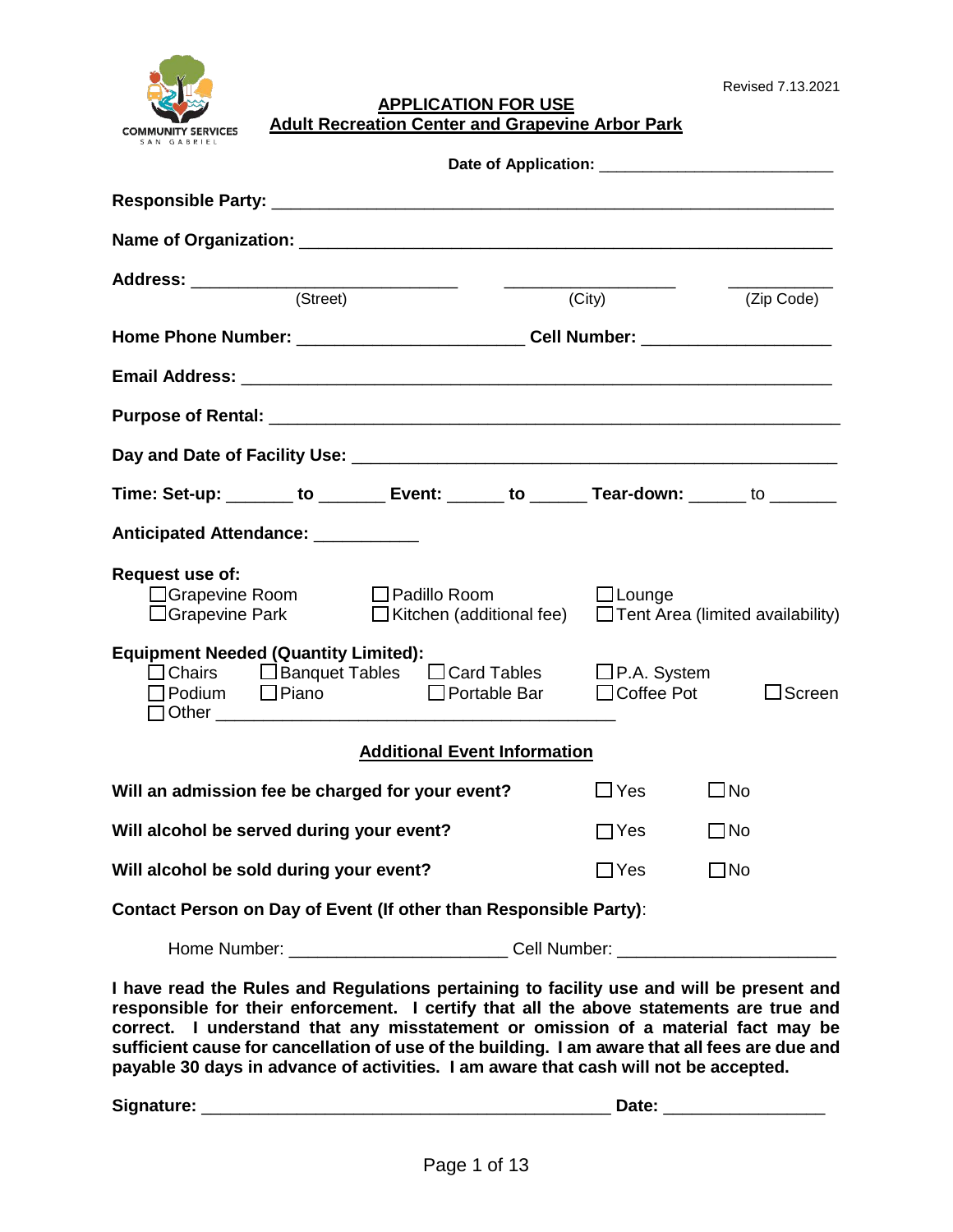COMMUNITY SERVICES
SAN GABRIEL

Revised 7.13.2021

# APPLICATION FOR USE
## Adult Recreation Center and Grapevine Arbor Park

**Date of Application:** ___________________________

**Responsible Party:** ______________________________________________________________

**Name of Organization:** ___________________________________________________________

**Address:** ______________________________ ___________________ ___________
(Street) (City) (Zip Code)

**Home Phone Number:** _________________________ **Cell Number:** _____________________

**Email Address:** _________________________________________________________________

**Purpose of Rental:** ______________________________________________________________

**Day and Date of Facility Use:** _____________________________________________________

**Time: Set-up:** _______ **to** _______ **Event:** ______ **to** ______ **Tear-down:** ______ to _______

**Anticipated Attendance:** ___________

**Request use of:**

☐ Grapevine Room ☐ Padillo Room ☐ Lounge
☐ Grapevine Park ☐ Kitchen (additional fee) ☐ Tent Area (limited availability)

**Equipment Needed (Quantity Limited):**

☐ Chairs ☐ Banquet Tables ☐ Card Tables ☐ P.A. System
☐ Podium ☐ Piano ☐ Portable Bar ☐ Coffee Pot ☐ Screen
☐ Other ____________________________________________

### Additional Event Information

**Will an admission fee be charged for your event?** ☐ Yes ☐ No

**Will alcohol be served during your event?** ☐ Yes ☐ No

**Will alcohol be sold during your event?** ☐ Yes ☐ No

**Contact Person on Day of Event (If other than Responsible Party)**:

Home Number: _______________________ Cell Number: _______________________

**I have read the Rules and Regulations pertaining to facility use and will be present and responsible for their enforcement. I certify that all the above statements are true and correct. I understand that any misstatement or omission of a material fact may be sufficient cause for cancellation of use of the building. I am aware that all fees are due and payable 30 days in advance of activities. I am aware that cash will not be accepted.**

**Signature:** ___________________________________________ **Date:** _________________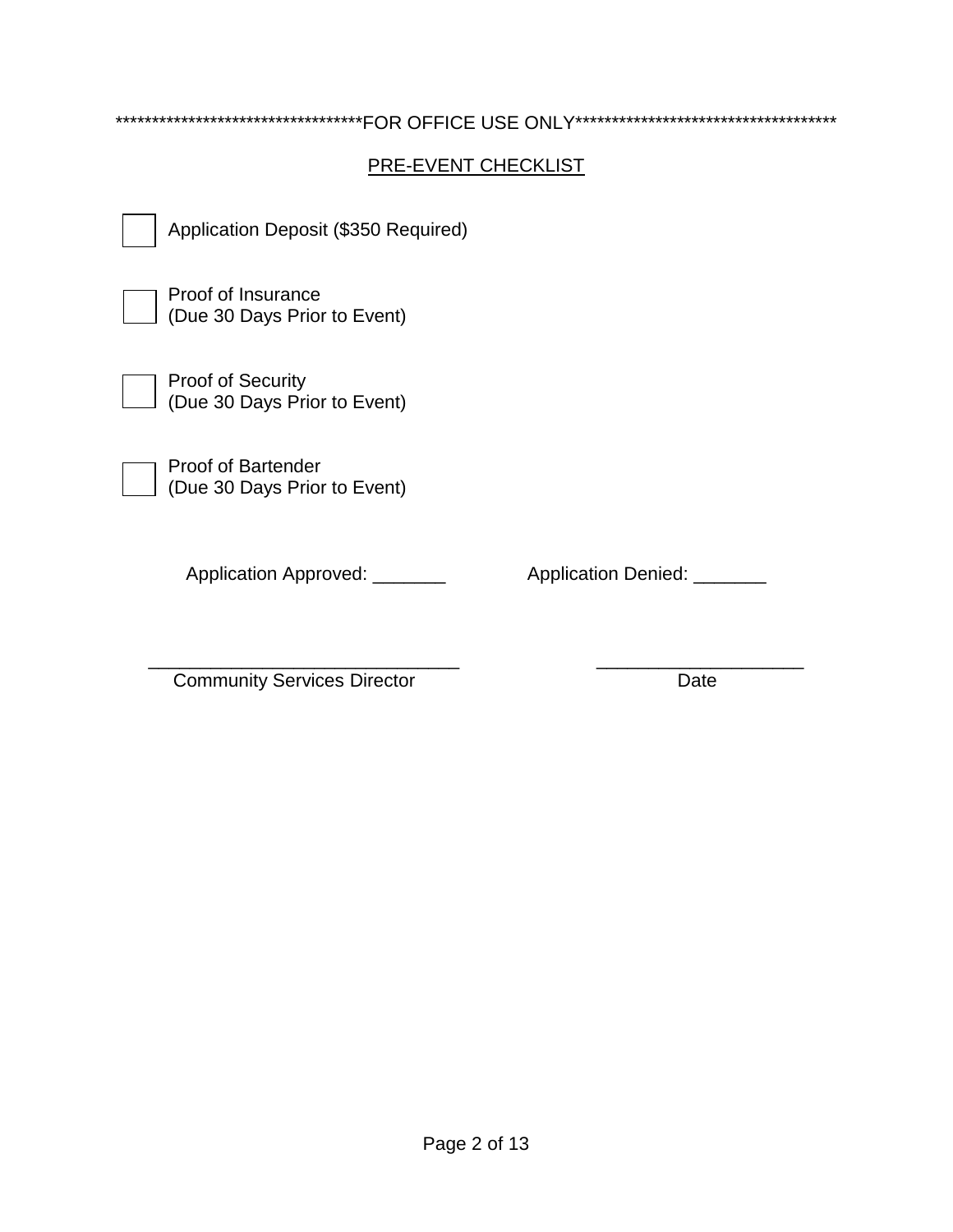**********************************FOR OFFICE USE ONLY*************************************

PRE-EVENT CHECKLIST

- [ ] Application Deposit ($350 Required)

- [ ] Proof of Insurance
(Due 30 Days Prior to Event)

- [ ] Proof of Security
(Due 30 Days Prior to Event)

- [ ] Proof of Bartender
(Due 30 Days Prior to Event)

Application Approved: _______ Application Denied: _______

______________________________ ____________________

Community Services Director Date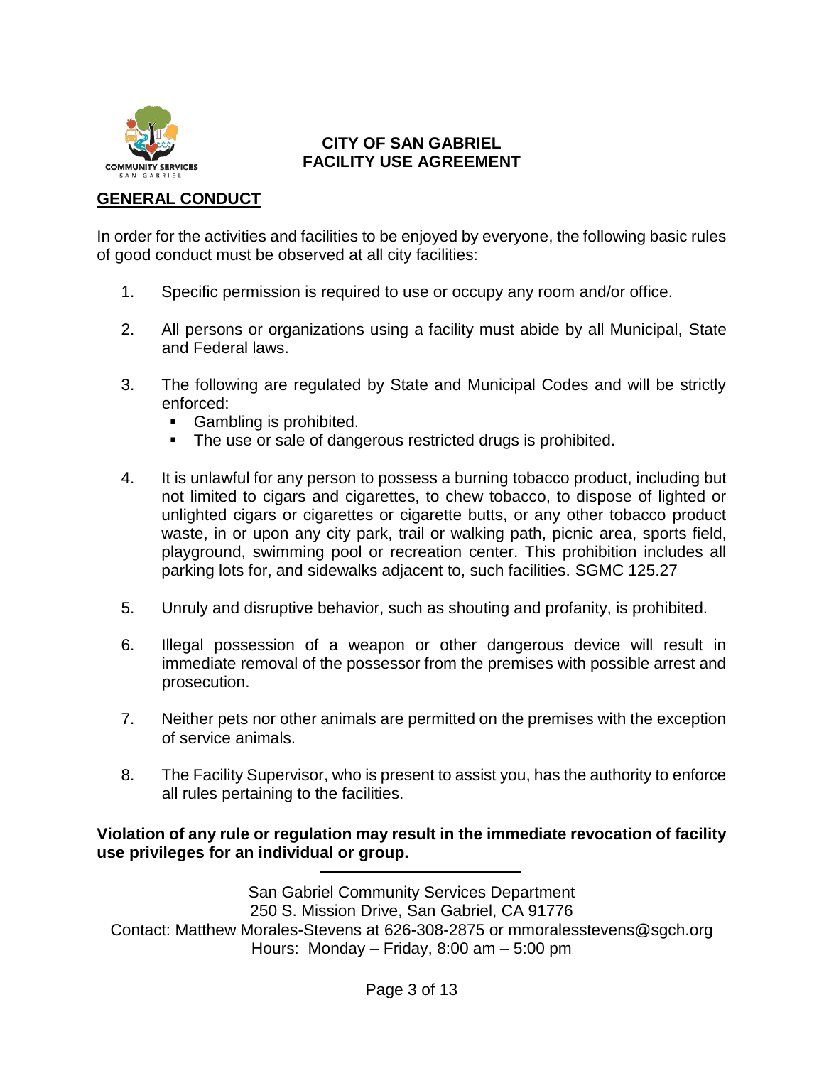**CITY OF SAN GABRIEL**
**FACILITY USE AGREEMENT**

## GENERAL CONDUCT

In order for the activities and facilities to be enjoyed by everyone, the following basic rules of good conduct must be observed at all city facilities:

1. Specific permission is required to use or occupy any room and/or office.

2. All persons or organizations using a facility must abide by all Municipal, State and Federal laws.

3. The following are regulated by State and Municipal Codes and will be strictly enforced:
   - Gambling is prohibited.
   - The use or sale of dangerous restricted drugs is prohibited.

4. It is unlawful for any person to possess a burning tobacco product, including but not limited to cigars and cigarettes, to chew tobacco, to dispose of lighted or unlighted cigars or cigarettes or cigarette butts, or any other tobacco product waste, in or upon any city park, trail or walking path, picnic area, sports field, playground, swimming pool or recreation center. This prohibition includes all parking lots for, and sidewalks adjacent to, such facilities. SGMC 125.27

5. Unruly and disruptive behavior, such as shouting and profanity, is prohibited.

6. Illegal possession of a weapon or other dangerous device will result in immediate removal of the possessor from the premises with possible arrest and prosecution.

7. Neither pets nor other animals are permitted on the premises with the exception of service animals.

8. The Facility Supervisor, who is present to assist you, has the authority to enforce all rules pertaining to the facilities.

**Violation of any rule or regulation may result in the immediate revocation of facility use privileges for an individual or group.**

San Gabriel Community Services Department
250 S. Mission Drive, San Gabriel, CA 91776
Contact: Matthew Morales-Stevens at 626-308-2875 or mmoralesstevens@sgch.org
Hours: Monday – Friday, 8:00 am – 5:00 pm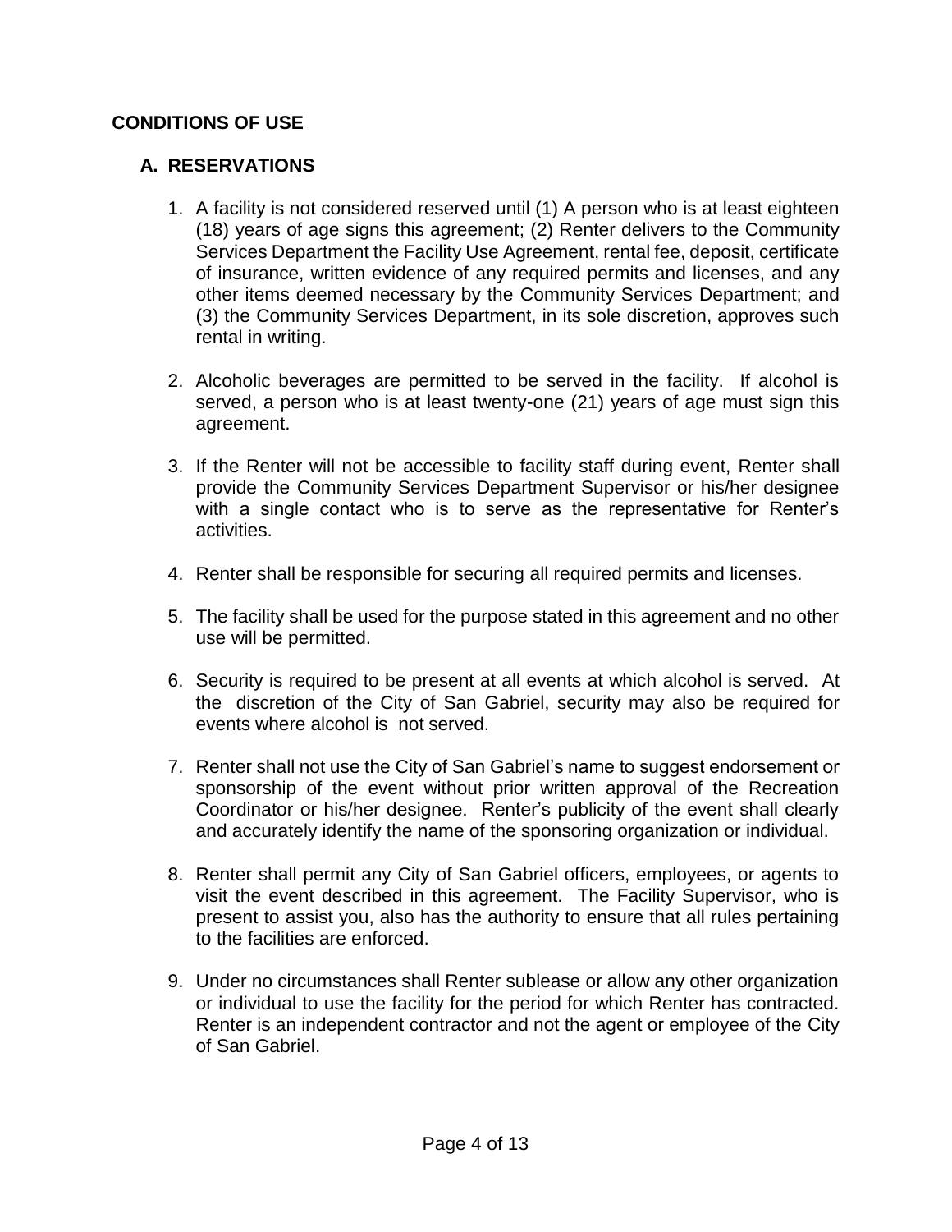## CONDITIONS OF USE

### A. RESERVATIONS

1. A facility is not considered reserved until (1) A person who is at least eighteen (18) years of age signs this agreement; (2) Renter delivers to the Community Services Department the Facility Use Agreement, rental fee, deposit, certificate of insurance, written evidence of any required permits and licenses, and any other items deemed necessary by the Community Services Department; and (3) the Community Services Department, in its sole discretion, approves such rental in writing.

2. Alcoholic beverages are permitted to be served in the facility. If alcohol is served, a person who is at least twenty-one (21) years of age must sign this agreement.

3. If the Renter will not be accessible to facility staff during event, Renter shall provide the Community Services Department Supervisor or his/her designee with a single contact who is to serve as the representative for Renter's activities.

4. Renter shall be responsible for securing all required permits and licenses.

5. The facility shall be used for the purpose stated in this agreement and no other use will be permitted.

6. Security is required to be present at all events at which alcohol is served. At the discretion of the City of San Gabriel, security may also be required for events where alcohol is not served.

7. Renter shall not use the City of San Gabriel's name to suggest endorsement or sponsorship of the event without prior written approval of the Recreation Coordinator or his/her designee. Renter's publicity of the event shall clearly and accurately identify the name of the sponsoring organization or individual.

8. Renter shall permit any City of San Gabriel officers, employees, or agents to visit the event described in this agreement. The Facility Supervisor, who is present to assist you, also has the authority to ensure that all rules pertaining to the facilities are enforced.

9. Under no circumstances shall Renter sublease or allow any other organization or individual to use the facility for the period for which Renter has contracted. Renter is an independent contractor and not the agent or employee of the City of San Gabriel.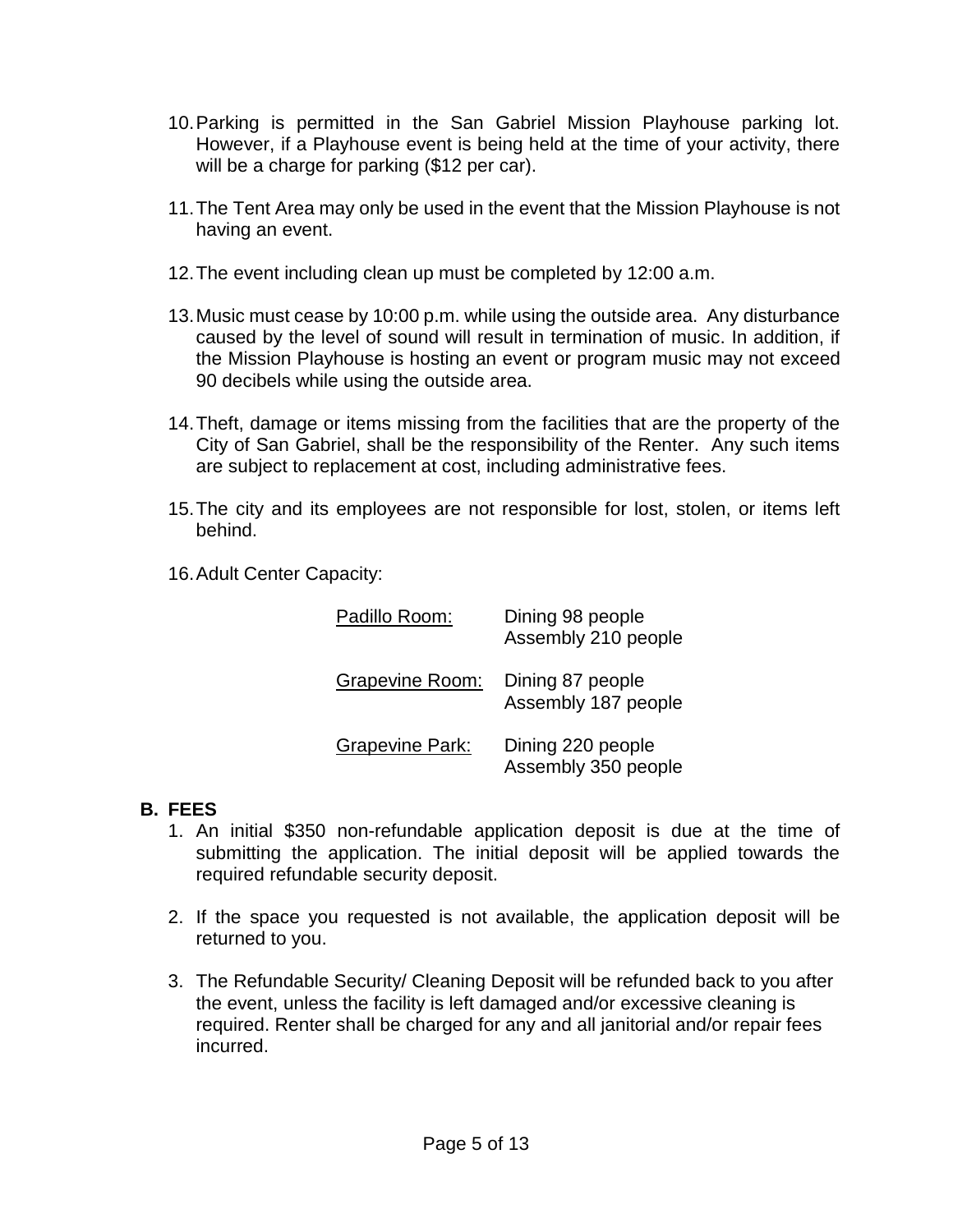10. Parking is permitted in the San Gabriel Mission Playhouse parking lot. However, if a Playhouse event is being held at the time of your activity, there will be a charge for parking ($12 per car).

11. The Tent Area may only be used in the event that the Mission Playhouse is not having an event.

12. The event including clean up must be completed by 12:00 a.m.

13. Music must cease by 10:00 p.m. while using the outside area. Any disturbance caused by the level of sound will result in termination of music. In addition, if the Mission Playhouse is hosting an event or program music may not exceed 90 decibels while using the outside area.

14. Theft, damage or items missing from the facilities that are the property of the City of San Gabriel, shall be the responsibility of the Renter. Any such items are subject to replacement at cost, including administrative fees.

15. The city and its employees are not responsible for lost, stolen, or items left behind.

16. Adult Center Capacity:

| | |
|---|---|
| Padillo Room: | Dining 98 people<br>Assembly 210 people |
| Grapevine Room: | Dining 87 people<br>Assembly 187 people |
| Grapevine Park: | Dining 220 people<br>Assembly 350 people |

## B. FEES

1. An initial $350 non-refundable application deposit is due at the time of submitting the application. The initial deposit will be applied towards the required refundable security deposit.

2. If the space you requested is not available, the application deposit will be returned to you.

3. The Refundable Security/ Cleaning Deposit will be refunded back to you after the event, unless the facility is left damaged and/or excessive cleaning is required. Renter shall be charged for any and all janitorial and/or repair fees incurred.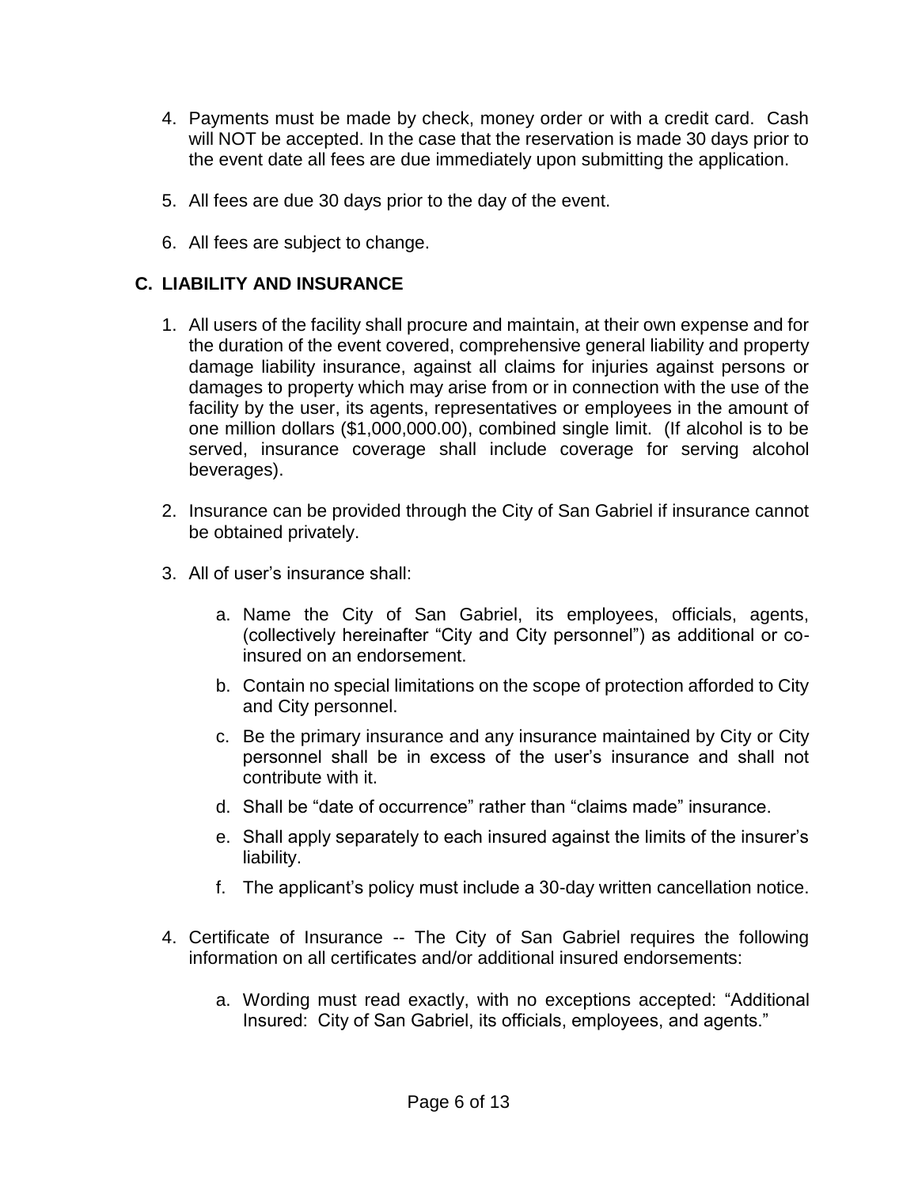4. Payments must be made by check, money order or with a credit card. Cash will NOT be accepted. In the case that the reservation is made 30 days prior to the event date all fees are due immediately upon submitting the application.

5. All fees are due 30 days prior to the day of the event.

6. All fees are subject to change.

## C. LIABILITY AND INSURANCE

1. All users of the facility shall procure and maintain, at their own expense and for the duration of the event covered, comprehensive general liability and property damage liability insurance, against all claims for injuries against persons or damages to property which may arise from or in connection with the use of the facility by the user, its agents, representatives or employees in the amount of one million dollars ($1,000,000.00), combined single limit. (If alcohol is to be served, insurance coverage shall include coverage for serving alcohol beverages).

2. Insurance can be provided through the City of San Gabriel if insurance cannot be obtained privately.

3. All of user's insurance shall:

   a. Name the City of San Gabriel, its employees, officials, agents, (collectively hereinafter "City and City personnel") as additional or co-insured on an endorsement.

   b. Contain no special limitations on the scope of protection afforded to City and City personnel.

   c. Be the primary insurance and any insurance maintained by City or City personnel shall be in excess of the user's insurance and shall not contribute with it.

   d. Shall be "date of occurrence" rather than "claims made" insurance.

   e. Shall apply separately to each insured against the limits of the insurer's liability.

   f. The applicant's policy must include a 30-day written cancellation notice.

4. Certificate of Insurance -- The City of San Gabriel requires the following information on all certificates and/or additional insured endorsements:

   a. Wording must read exactly, with no exceptions accepted: "Additional Insured: City of San Gabriel, its officials, employees, and agents."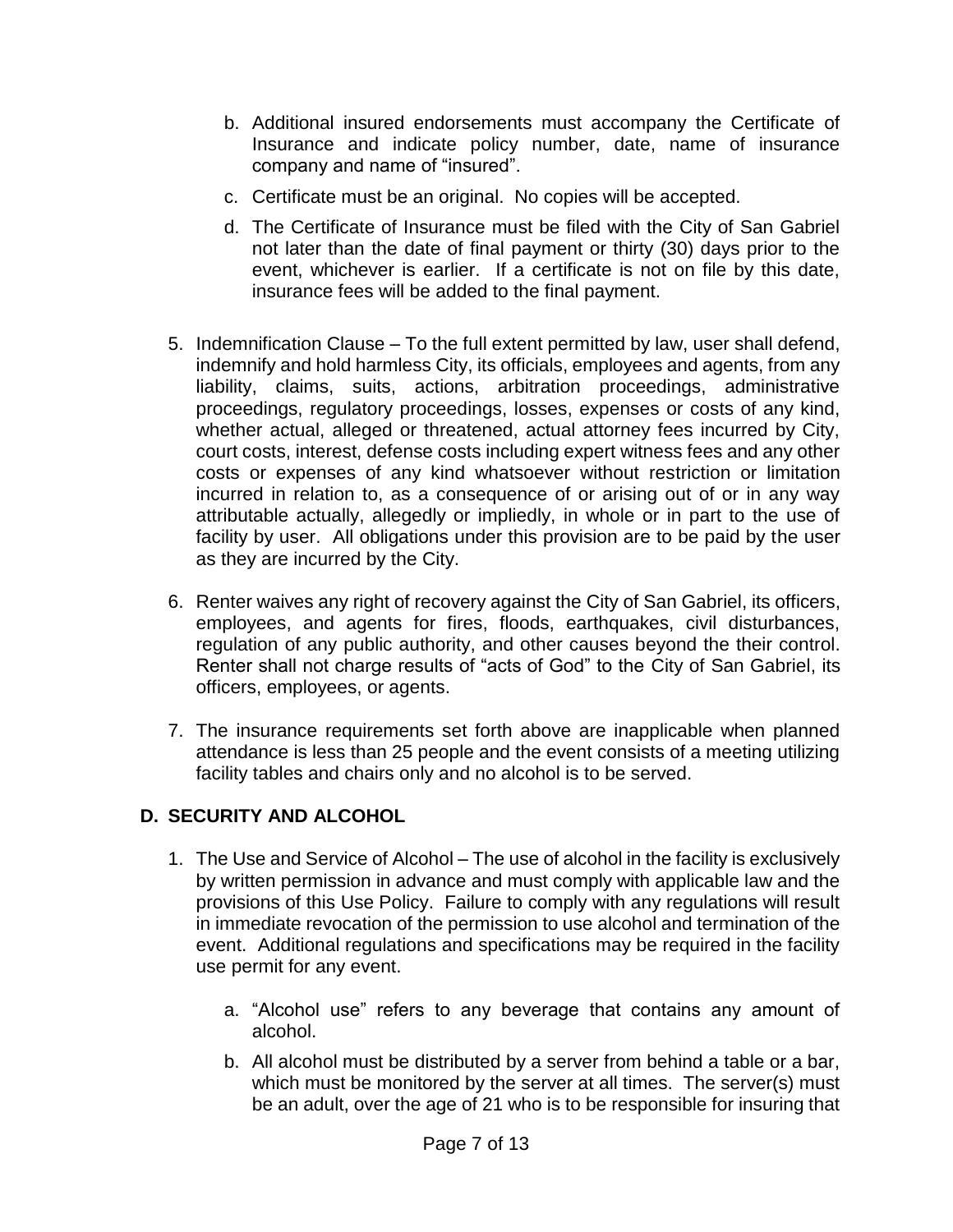b. Additional insured endorsements must accompany the Certificate of Insurance and indicate policy number, date, name of insurance company and name of "insured".

c. Certificate must be an original. No copies will be accepted.

d. The Certificate of Insurance must be filed with the City of San Gabriel not later than the date of final payment or thirty (30) days prior to the event, whichever is earlier. If a certificate is not on file by this date, insurance fees will be added to the final payment.

5. Indemnification Clause – To the full extent permitted by law, user shall defend, indemnify and hold harmless City, its officials, employees and agents, from any liability, claims, suits, actions, arbitration proceedings, administrative proceedings, regulatory proceedings, losses, expenses or costs of any kind, whether actual, alleged or threatened, actual attorney fees incurred by City, court costs, interest, defense costs including expert witness fees and any other costs or expenses of any kind whatsoever without restriction or limitation incurred in relation to, as a consequence of or arising out of or in any way attributable actually, allegedly or impliedly, in whole or in part to the use of facility by user. All obligations under this provision are to be paid by the user as they are incurred by the City.

6. Renter waives any right of recovery against the City of San Gabriel, its officers, employees, and agents for fires, floods, earthquakes, civil disturbances, regulation of any public authority, and other causes beyond the their control. Renter shall not charge results of "acts of God" to the City of San Gabriel, its officers, employees, or agents.

7. The insurance requirements set forth above are inapplicable when planned attendance is less than 25 people and the event consists of a meeting utilizing facility tables and chairs only and no alcohol is to be served.

## D. SECURITY AND ALCOHOL

1. The Use and Service of Alcohol – The use of alcohol in the facility is exclusively by written permission in advance and must comply with applicable law and the provisions of this Use Policy. Failure to comply with any regulations will result in immediate revocation of the permission to use alcohol and termination of the event. Additional regulations and specifications may be required in the facility use permit for any event.

   a. "Alcohol use" refers to any beverage that contains any amount of alcohol.

   b. All alcohol must be distributed by a server from behind a table or a bar, which must be monitored by the server at all times. The server(s) must be an adult, over the age of 21 who is to be responsible for insuring that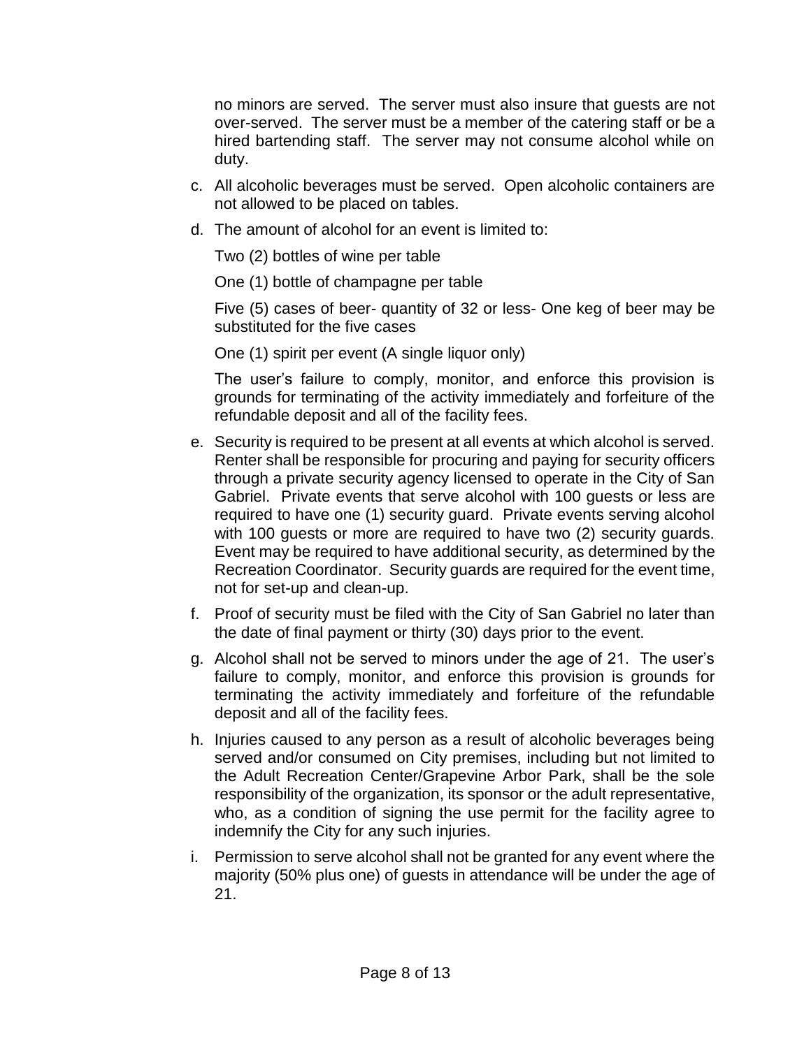no minors are served. The server must also insure that guests are not over-served. The server must be a member of the catering staff or be a hired bartending staff. The server may not consume alcohol while on duty.

c. All alcoholic beverages must be served. Open alcoholic containers are not allowed to be placed on tables.

d. The amount of alcohol for an event is limited to:

   Two (2) bottles of wine per table

   One (1) bottle of champagne per table

   Five (5) cases of beer- quantity of 32 or less- One keg of beer may be substituted for the five cases

   One (1) spirit per event (A single liquor only)

   The user's failure to comply, monitor, and enforce this provision is grounds for terminating of the activity immediately and forfeiture of the refundable deposit and all of the facility fees.

e. Security is required to be present at all events at which alcohol is served. Renter shall be responsible for procuring and paying for security officers through a private security agency licensed to operate in the City of San Gabriel. Private events that serve alcohol with 100 guests or less are required to have one (1) security guard. Private events serving alcohol with 100 guests or more are required to have two (2) security guards. Event may be required to have additional security, as determined by the Recreation Coordinator. Security guards are required for the event time, not for set-up and clean-up.

f. Proof of security must be filed with the City of San Gabriel no later than the date of final payment or thirty (30) days prior to the event.

g. Alcohol shall not be served to minors under the age of 21. The user's failure to comply, monitor, and enforce this provision is grounds for terminating the activity immediately and forfeiture of the refundable deposit and all of the facility fees.

h. Injuries caused to any person as a result of alcoholic beverages being served and/or consumed on City premises, including but not limited to the Adult Recreation Center/Grapevine Arbor Park, shall be the sole responsibility of the organization, its sponsor or the adult representative, who, as a condition of signing the use permit for the facility agree to indemnify the City for any such injuries.

i. Permission to serve alcohol shall not be granted for any event where the majority (50% plus one) of guests in attendance will be under the age of 21.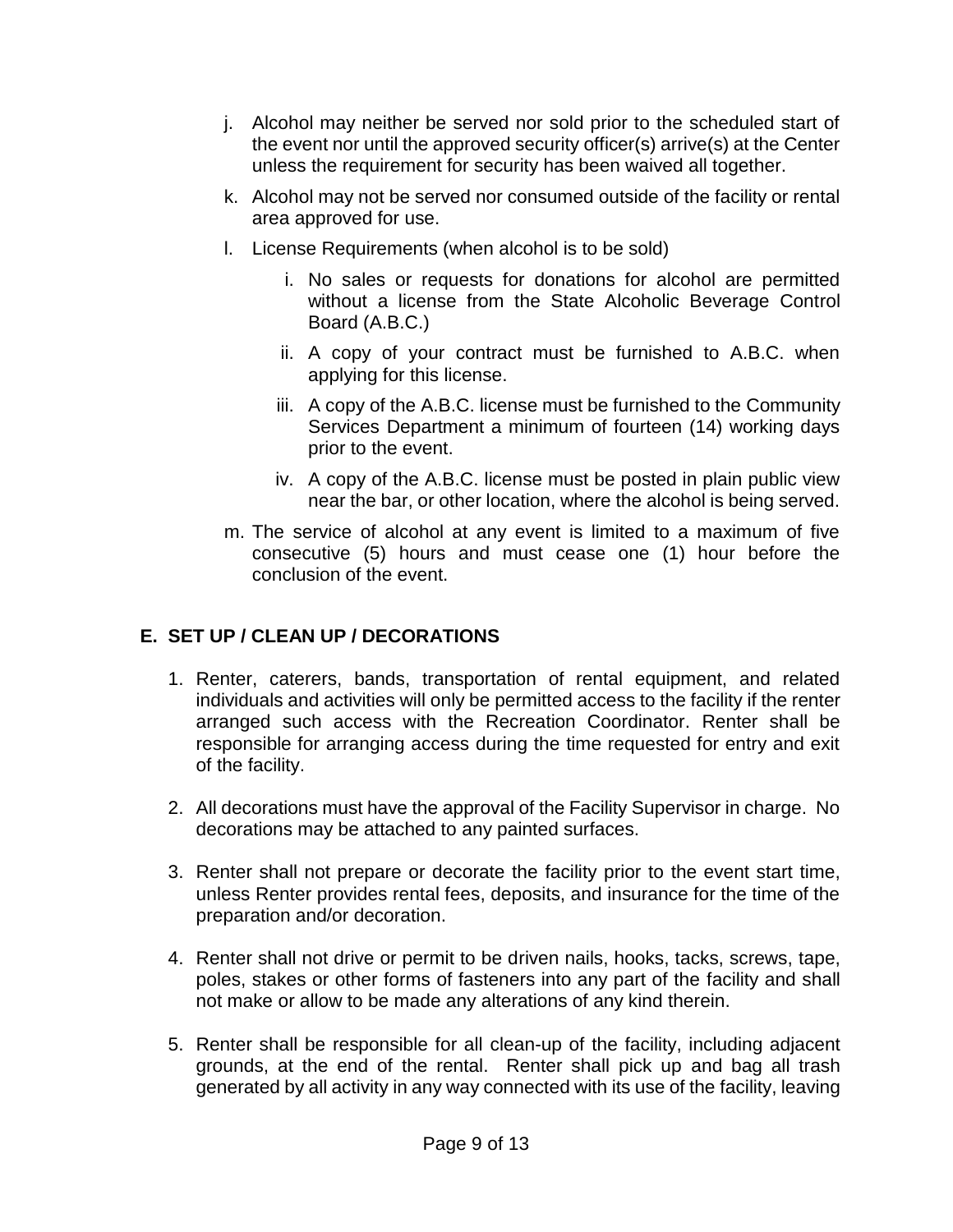j. Alcohol may neither be served nor sold prior to the scheduled start of the event nor until the approved security officer(s) arrive(s) at the Center unless the requirement for security has been waived all together.

k. Alcohol may not be served nor consumed outside of the facility or rental area approved for use.

l. License Requirements (when alcohol is to be sold)

   i. No sales or requests for donations for alcohol are permitted without a license from the State Alcoholic Beverage Control Board (A.B.C.)

   ii. A copy of your contract must be furnished to A.B.C. when applying for this license.

   iii. A copy of the A.B.C. license must be furnished to the Community Services Department a minimum of fourteen (14) working days prior to the event.

   iv. A copy of the A.B.C. license must be posted in plain public view near the bar, or other location, where the alcohol is being served.

m. The service of alcohol at any event is limited to a maximum of five consecutive (5) hours and must cease one (1) hour before the conclusion of the event.

## E. SET UP / CLEAN UP / DECORATIONS

1. Renter, caterers, bands, transportation of rental equipment, and related individuals and activities will only be permitted access to the facility if the renter arranged such access with the Recreation Coordinator. Renter shall be responsible for arranging access during the time requested for entry and exit of the facility.

2. All decorations must have the approval of the Facility Supervisor in charge. No decorations may be attached to any painted surfaces.

3. Renter shall not prepare or decorate the facility prior to the event start time, unless Renter provides rental fees, deposits, and insurance for the time of the preparation and/or decoration.

4. Renter shall not drive or permit to be driven nails, hooks, tacks, screws, tape, poles, stakes or other forms of fasteners into any part of the facility and shall not make or allow to be made any alterations of any kind therein.

5. Renter shall be responsible for all clean-up of the facility, including adjacent grounds, at the end of the rental. Renter shall pick up and bag all trash generated by all activity in any way connected with its use of the facility, leaving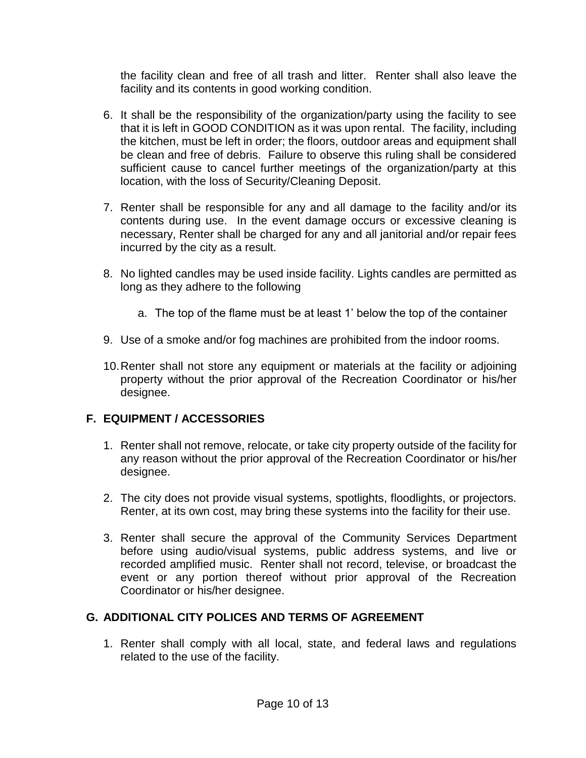the facility clean and free of all trash and litter. Renter shall also leave the facility and its contents in good working condition.

6. It shall be the responsibility of the organization/party using the facility to see that it is left in GOOD CONDITION as it was upon rental. The facility, including the kitchen, must be left in order; the floors, outdoor areas and equipment shall be clean and free of debris. Failure to observe this ruling shall be considered sufficient cause to cancel further meetings of the organization/party at this location, with the loss of Security/Cleaning Deposit.

7. Renter shall be responsible for any and all damage to the facility and/or its contents during use. In the event damage occurs or excessive cleaning is necessary, Renter shall be charged for any and all janitorial and/or repair fees incurred by the city as a result.

8. No lighted candles may be used inside facility. Lights candles are permitted as long as they adhere to the following

    a. The top of the flame must be at least 1' below the top of the container

9. Use of a smoke and/or fog machines are prohibited from the indoor rooms.

10. Renter shall not store any equipment or materials at the facility or adjoining property without the prior approval of the Recreation Coordinator or his/her designee.

## F. EQUIPMENT / ACCESSORIES

1. Renter shall not remove, relocate, or take city property outside of the facility for any reason without the prior approval of the Recreation Coordinator or his/her designee.

2. The city does not provide visual systems, spotlights, floodlights, or projectors. Renter, at its own cost, may bring these systems into the facility for their use.

3. Renter shall secure the approval of the Community Services Department before using audio/visual systems, public address systems, and live or recorded amplified music. Renter shall not record, televise, or broadcast the event or any portion thereof without prior approval of the Recreation Coordinator or his/her designee.

## G. ADDITIONAL CITY POLICES AND TERMS OF AGREEMENT

1. Renter shall comply with all local, state, and federal laws and regulations related to the use of the facility.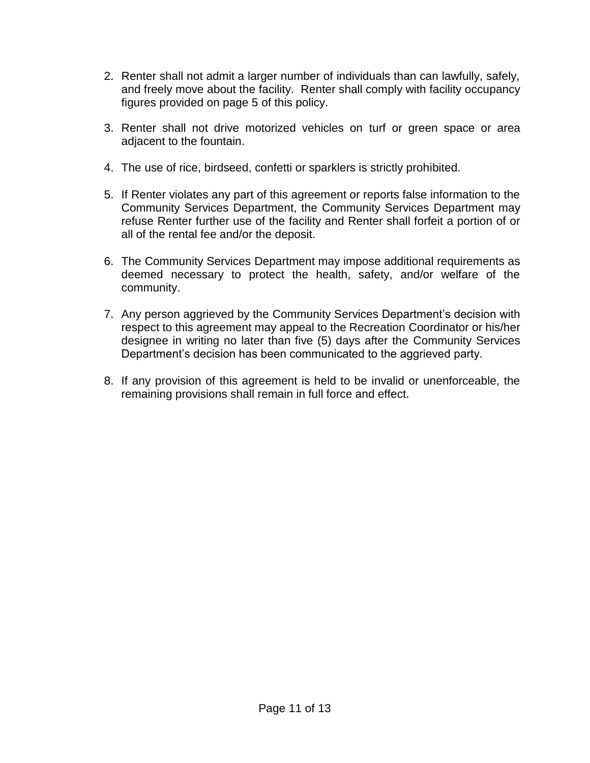2. Renter shall not admit a larger number of individuals than can lawfully, safely, and freely move about the facility. Renter shall comply with facility occupancy figures provided on page 5 of this policy.

3. Renter shall not drive motorized vehicles on turf or green space or area adjacent to the fountain.

4. The use of rice, birdseed, confetti or sparklers is strictly prohibited.

5. If Renter violates any part of this agreement or reports false information to the Community Services Department, the Community Services Department may refuse Renter further use of the facility and Renter shall forfeit a portion of or all of the rental fee and/or the deposit.

6. The Community Services Department may impose additional requirements as deemed necessary to protect the health, safety, and/or welfare of the community.

7. Any person aggrieved by the Community Services Department's decision with respect to this agreement may appeal to the Recreation Coordinator or his/her designee in writing no later than five (5) days after the Community Services Department's decision has been communicated to the aggrieved party.

8. If any provision of this agreement is held to be invalid or unenforceable, the remaining provisions shall remain in full force and effect.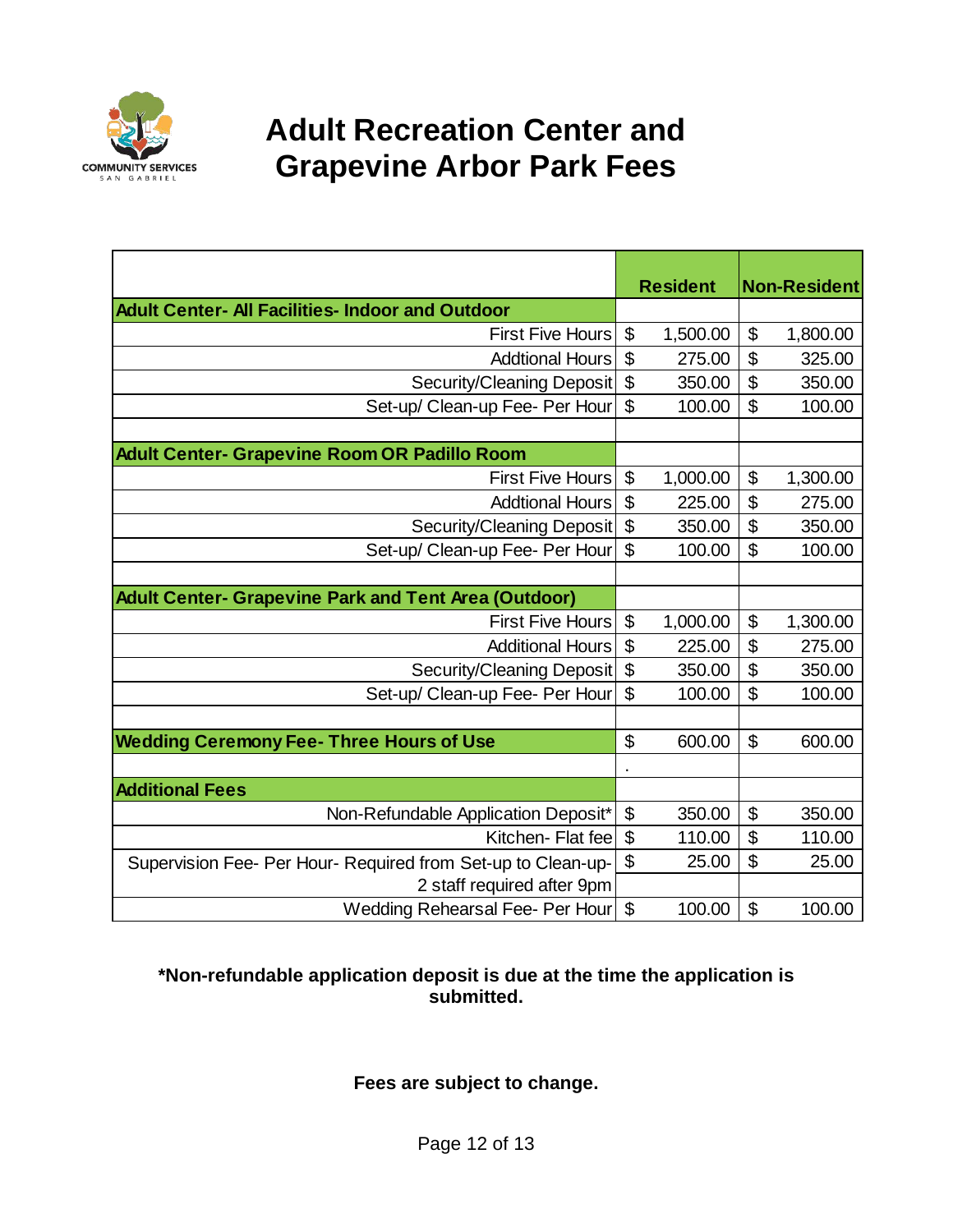# Adult Recreation Center and Grapevine Arbor Park Fees

| | Resident | Non-Resident |
|---|---|---|
| **Adult Center- All Facilities- Indoor and Outdoor** | | |
| First Five Hours | $ 1,500.00 | $ 1,800.00 |
| Addtional Hours | $ 275.00 | $ 325.00 |
| Security/Cleaning Deposit | $ 350.00 | $ 350.00 |
| Set-up/ Clean-up Fee- Per Hour | $ 100.00 | $ 100.00 |
| | | |
| **Adult Center- Grapevine Room OR Padillo Room** | | |
| First Five Hours | $ 1,000.00 | $ 1,300.00 |
| Addtional Hours | $ 225.00 | $ 275.00 |
| Security/Cleaning Deposit | $ 350.00 | $ 350.00 |
| Set-up/ Clean-up Fee- Per Hour | $ 100.00 | $ 100.00 |
| | | |
| **Adult Center- Grapevine Park and Tent Area (Outdoor)** | | |
| First Five Hours | $ 1,000.00 | $ 1,300.00 |
| Additional Hours | $ 225.00 | $ 275.00 |
| Security/Cleaning Deposit | $ 350.00 | $ 350.00 |
| Set-up/ Clean-up Fee- Per Hour | $ 100.00 | $ 100.00 |
| | | |
| **Wedding Ceremony Fee- Three Hours of Use** | $ 600.00 | $ 600.00 |
| | . | |
| **Additional Fees** | | |
| Non-Refundable Application Deposit* | $ 350.00 | $ 350.00 |
| Kitchen- Flat fee | $ 110.00 | $ 110.00 |
| Supervision Fee- Per Hour- Required from Set-up to Clean-up- 2 staff required after 9pm | $ 25.00 | $ 25.00 |
| Wedding Rehearsal Fee- Per Hour | $ 100.00 | $ 100.00 |

**\*Non-refundable application deposit is due at the time the application is submitted.**

**Fees are subject to change.**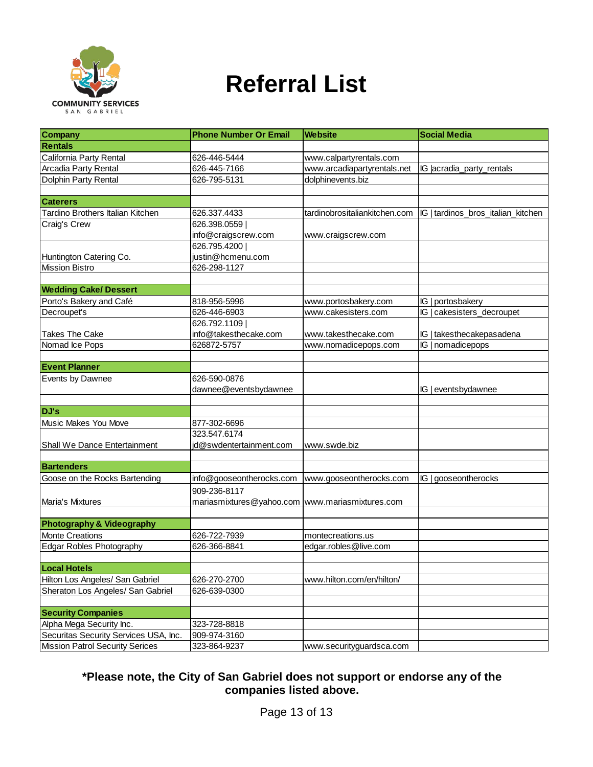COMMUNITY SERVICES
SAN GABRIEL

# Referral List

| Company | Phone Number Or Email | Website | Social Media |
|---|---|---|---|
| **Rentals** | | | |
| California Party Rental | 626-446-5444 | www.calpartyrentals.com | |
| Arcadia Party Rental | 626-445-7166 | www.arcadiapartyrentals.net | IG \|acradia_party_rentals |
| Dolphin Party Rental | 626-795-5131 | dolphinevents.biz | |
| | | | |
| **Caterers** | | | |
| Tardino Brothers Italian Kitchen | 626.337.4433 | tardinobrositaliankitchen.com | IG \| tardinos_bros_italian_kitchen |
| Craig's Crew | 626.398.0559 \| info@craigscrew.com | www.craigscrew.com | |
| Huntington Catering Co. | 626.795.4200 \| justin@hcmenu.com | | |
| Mission Bistro | 626-298-1127 | | |
| | | | |
| **Wedding Cake/ Dessert** | | | |
| Porto's Bakery and Café | 818-956-5996 | www.portosbakery.com | IG \| portosbakery |
| Decroupet's | 626-446-6903 | www.cakesisters.com | IG \| cakesisters_decroupet |
| Takes The Cake | 626.792.1109 \| info@takesthecake.com | www.takesthecake.com | IG \| takesthecakepasadena |
| Nomad Ice Pops | 626872-5757 | www.nomadicepops.com | IG \| nomadicepops |
| | | | |
| **Event Planner** | | | |
| Events by Dawnee | 626-590-0876 dawnee@eventsbydawnee | | IG \| eventsbydawnee |
| | | | |
| **DJ's** | | | |
| Music Makes You Move | 877-302-6696 | | |
| Shall We Dance Entertainment | 323.547.6174 jd@swdentertainment.com | www.swde.biz | |
| | | | |
| **Bartenders** | | | |
| Goose on the Rocks Bartending | info@gooseontherocks.com | www.gooseontherocks.com | IG \| gooseontherocks |
| Maria's Mixtures | 909-236-8117 mariasmixtures@yahoo.com | www.mariasmixtures.com | |
| | | | |
| **Photography & Videography** | | | |
| Monte Creations | 626-722-7939 | montecreations.us | |
| Edgar Robles Photography | 626-366-8841 | edgar.robles@live.com | |
| | | | |
| **Local Hotels** | | | |
| Hilton Los Angeles/ San Gabriel | 626-270-2700 | www.hilton.com/en/hilton/ | |
| Sheraton Los Angeles/ San Gabriel | 626-639-0300 | | |
| | | | |
| **Security Companies** | | | |
| Alpha Mega Security Inc. | 323-728-8818 | | |
| Securitas Security Services USA, Inc. | 909-974-3160 | | |
| Mission Patrol Security Serices | 323-864-9237 | www.securityguardsca.com | |

**\*Please note, the City of San Gabriel does not support or endorse any of the companies listed above.**